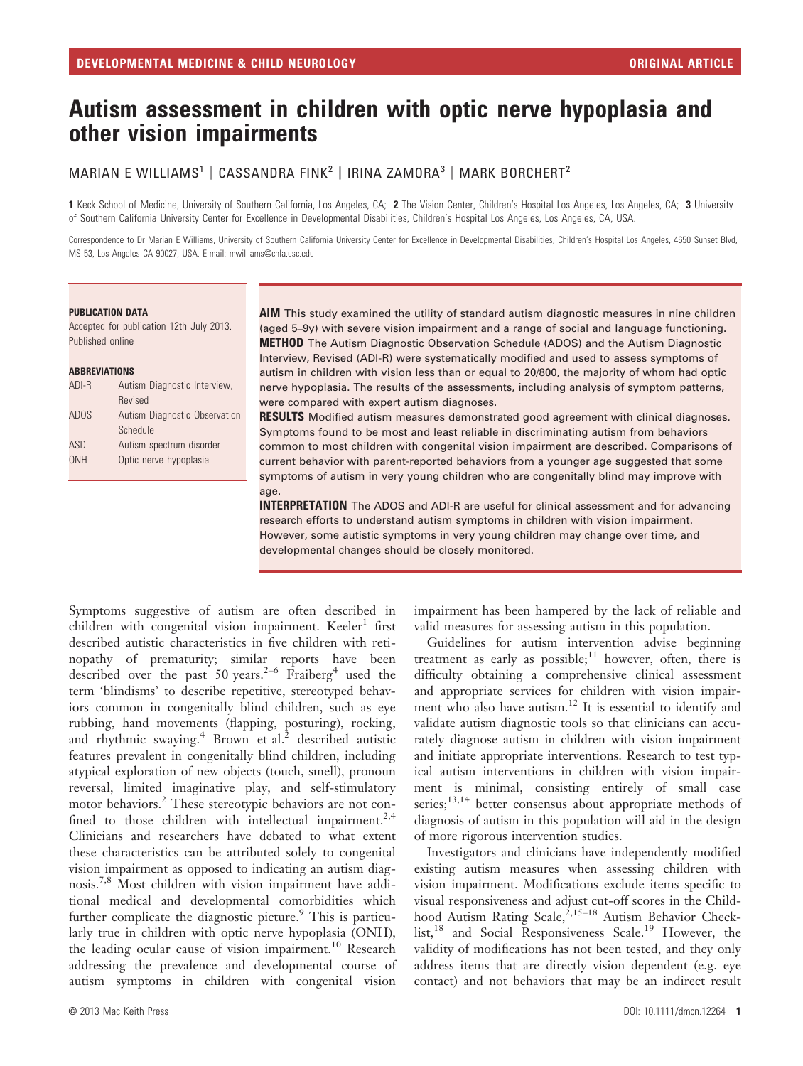# Autism assessment in children with optic nerve hypoplasia and other vision impairments

MARIAN E WILLIAMS[1] | CASSANDRA FINK[2] | IRINA ZAMORA[3] | MARK BORCHERT[2]

**1** Keck School of Medicine, University of Southern California, Los Angeles, CA; **2** The Vision Center, Children's Hospital Los Angeles, Los Angeles, CA; **3** University of Southern California University Center for Excellence in Developmental Disabilities, Children's Hospital Los Angeles, Los Angeles, CA, USA.

Correspondence to Dr Marian E Williams, University of Southern California University Center for Excellence in Developmental Disabilities, Children's Hospital Los Angeles, 4650 Sunset Blvd, MS 53, Los Angeles CA 90027, USA. E-mail: mwilliams@chla.usc.edu

**PUBLICATION DATA**

Accepted for publication 12th July 2013.
Published online

**ABBREVIATIONS**

| | |
|---|---|
| ADI-R | Autism Diagnostic Interview, Revised |
| ADOS | Autism Diagnostic Observation Schedule |
| ASD | Autism spectrum disorder |
| ONH | Optic nerve hypoplasia |

**AIM** This study examined the utility of standard autism diagnostic measures in nine children (aged 5–9y) with severe vision impairment and a range of social and language functioning.

**METHOD** The Autism Diagnostic Observation Schedule (ADOS) and the Autism Diagnostic Interview, Revised (ADI-R) were systematically modified and used to assess symptoms of autism in children with vision less than or equal to 20/800, the majority of whom had optic nerve hypoplasia. The results of the assessments, including analysis of symptom patterns, were compared with expert autism diagnoses.

**RESULTS** Modified autism measures demonstrated good agreement with clinical diagnoses. Symptoms found to be most and least reliable in discriminating autism from behaviors common to most children with congenital vision impairment are described. Comparisons of current behavior with parent-reported behaviors from a younger age suggested that some symptoms of autism in very young children who are congenitally blind may improve with age.

**INTERPRETATION** The ADOS and ADI-R are useful for clinical assessment and for advancing research efforts to understand autism symptoms in children with vision impairment. However, some autistic symptoms in very young children may change over time, and developmental changes should be closely monitored.

Symptoms suggestive of autism are often described in children with congenital vision impairment. Keeler[1] first described autistic characteristics in five children with retinopathy of prematurity; similar reports have been described over the past 50 years.[2–6] Fraiberg[4] used the term 'blindisms' to describe repetitive, stereotyped behaviors common in congenitally blind children, such as eye rubbing, hand movements (flapping, posturing), rocking, and rhythmic swaying.[4] Brown et al.[2] described autistic features prevalent in congenitally blind children, including atypical exploration of new objects (touch, smell), pronoun reversal, limited imaginative play, and self-stimulatory motor behaviors.[2] These stereotypic behaviors are not confined to those children with intellectual impairment.[2,4] Clinicians and researchers have debated to what extent these characteristics can be attributed solely to congenital vision impairment as opposed to indicating an autism diagnosis.[7,8] Most children with vision impairment have additional medical and developmental comorbidities which further complicate the diagnostic picture.[9] This is particularly true in children with optic nerve hypoplasia (ONH), the leading ocular cause of vision impairment.[10] Research addressing the prevalence and developmental course of autism symptoms in children with congenital vision impairment has been hampered by the lack of reliable and valid measures for assessing autism in this population.

Guidelines for autism intervention advise beginning treatment as early as possible;[11] however, often, there is difficulty obtaining a comprehensive clinical assessment and appropriate services for children with vision impairment who also have autism.[12] It is essential to identify and validate autism diagnostic tools so that clinicians can accurately diagnose autism in children with vision impairment and initiate appropriate interventions. Research to test typical autism interventions in children with vision impairment is minimal, consisting entirely of small case series;[13,14] better consensus about appropriate methods of diagnosis of autism in this population will aid in the design of more rigorous intervention studies.

Investigators and clinicians have independently modified existing autism measures when assessing children with vision impairment. Modifications exclude items specific to visual responsiveness and adjust cut-off scores in the Childhood Autism Rating Scale,[2,15–18] Autism Behavior Checklist,[18] and Social Responsiveness Scale.[19] However, the validity of modifications has not been tested, and they only address items that are directly vision dependent (e.g. eye contact) and not behaviors that may be an indirect result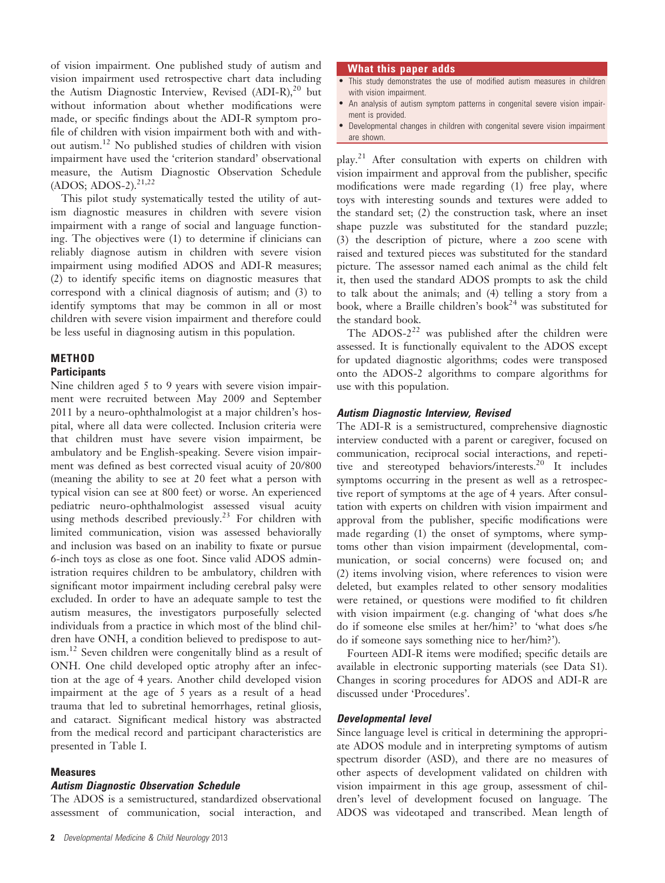of vision impairment. One published study of autism and vision impairment used retrospective chart data including the Autism Diagnostic Interview, Revised (ADI-R),[20] but without information about whether modifications were made, or specific findings about the ADI-R symptom profile of children with vision impairment both with and without autism.[12] No published studies of children with vision impairment have used the 'criterion standard' observational measure, the Autism Diagnostic Observation Schedule (ADOS; ADOS-2).[21,22]

This pilot study systematically tested the utility of autism diagnostic measures in children with severe vision impairment with a range of social and language functioning. The objectives were (1) to determine if clinicians can reliably diagnose autism in children with severe vision impairment using modified ADOS and ADI-R measures; (2) to identify specific items on diagnostic measures that correspond with a clinical diagnosis of autism; and (3) to identify symptoms that may be common in all or most children with severe vision impairment and therefore could be less useful in diagnosing autism in this population.

> **What this paper adds**
> - This study demonstrates the use of modified autism measures in children with vision impairment.
> - An analysis of autism symptom patterns in congenital severe vision impairment is provided.
> - Developmental changes in children with congenital severe vision impairment are shown.

## METHOD

### Participants

Nine children aged 5 to 9 years with severe vision impairment were recruited between May 2009 and September 2011 by a neuro-ophthalmologist at a major children's hospital, where all data were collected. Inclusion criteria were that children must have severe vision impairment, be ambulatory and be English-speaking. Severe vision impairment was defined as best corrected visual acuity of 20/800 (meaning the ability to see at 20 feet what a person with typical vision can see at 800 feet) or worse. An experienced pediatric neuro-ophthalmologist assessed visual acuity using methods described previously.[23] For children with limited communication, vision was assessed behaviorally and inclusion was based on an inability to fixate or pursue 6-inch toys as close as one foot. Since valid ADOS administration requires children to be ambulatory, children with significant motor impairment including cerebral palsy were excluded. In order to have an adequate sample to test the autism measures, the investigators purposefully selected individuals from a practice in which most of the blind children have ONH, a condition believed to predispose to autism.[12] Seven children were congenitally blind as a result of ONH. One child developed optic atrophy after an infection at the age of 4 years. Another child developed vision impairment at the age of 5 years as a result of a head trauma that led to subretinal hemorrhages, retinal gliosis, and cataract. Significant medical history was abstracted from the medical record and participant characteristics are presented in Table I.

### Measures

#### *Autism Diagnostic Observation Schedule*

The ADOS is a semistructured, standardized observational assessment of communication, social interaction, and play.[21] After consultation with experts on children with vision impairment and approval from the publisher, specific modifications were made regarding (1) free play, where toys with interesting sounds and textures were added to the standard set; (2) the construction task, where an inset shape puzzle was substituted for the standard puzzle; (3) the description of picture, where a zoo scene with raised and textured pieces was substituted for the standard picture. The assessor named each animal as the child felt it, then used the standard ADOS prompts to ask the child to talk about the animals; and (4) telling a story from a book, where a Braille children's book[24] was substituted for the standard book.

The ADOS-2[22] was published after the children were assessed. It is functionally equivalent to the ADOS except for updated diagnostic algorithms; codes were transposed onto the ADOS-2 algorithms to compare algorithms for use with this population.

#### *Autism Diagnostic Interview, Revised*

The ADI-R is a semistructured, comprehensive diagnostic interview conducted with a parent or caregiver, focused on communication, reciprocal social interactions, and repetitive and stereotyped behaviors/interests.[20] It includes symptoms occurring in the present as well as a retrospective report of symptoms at the age of 4 years. After consultation with experts on children with vision impairment and approval from the publisher, specific modifications were made regarding (1) the onset of symptoms, where symptoms other than vision impairment (developmental, communication, or social concerns) were focused on; and (2) items involving vision, where references to vision were deleted, but examples related to other sensory modalities were retained, or questions were modified to fit children with vision impairment (e.g. changing of 'what does s/he do if someone else smiles at her/him?' to 'what does s/he do if someone says something nice to her/him?').

Fourteen ADI-R items were modified; specific details are available in electronic supporting materials (see Data S1). Changes in scoring procedures for ADOS and ADI-R are discussed under 'Procedures'.

#### *Developmental level*

Since language level is critical in determining the appropriate ADOS module and in interpreting symptoms of autism spectrum disorder (ASD), and there are no measures of other aspects of development validated on children with vision impairment in this age group, assessment of children's level of development focused on language. The ADOS was videotaped and transcribed. Mean length of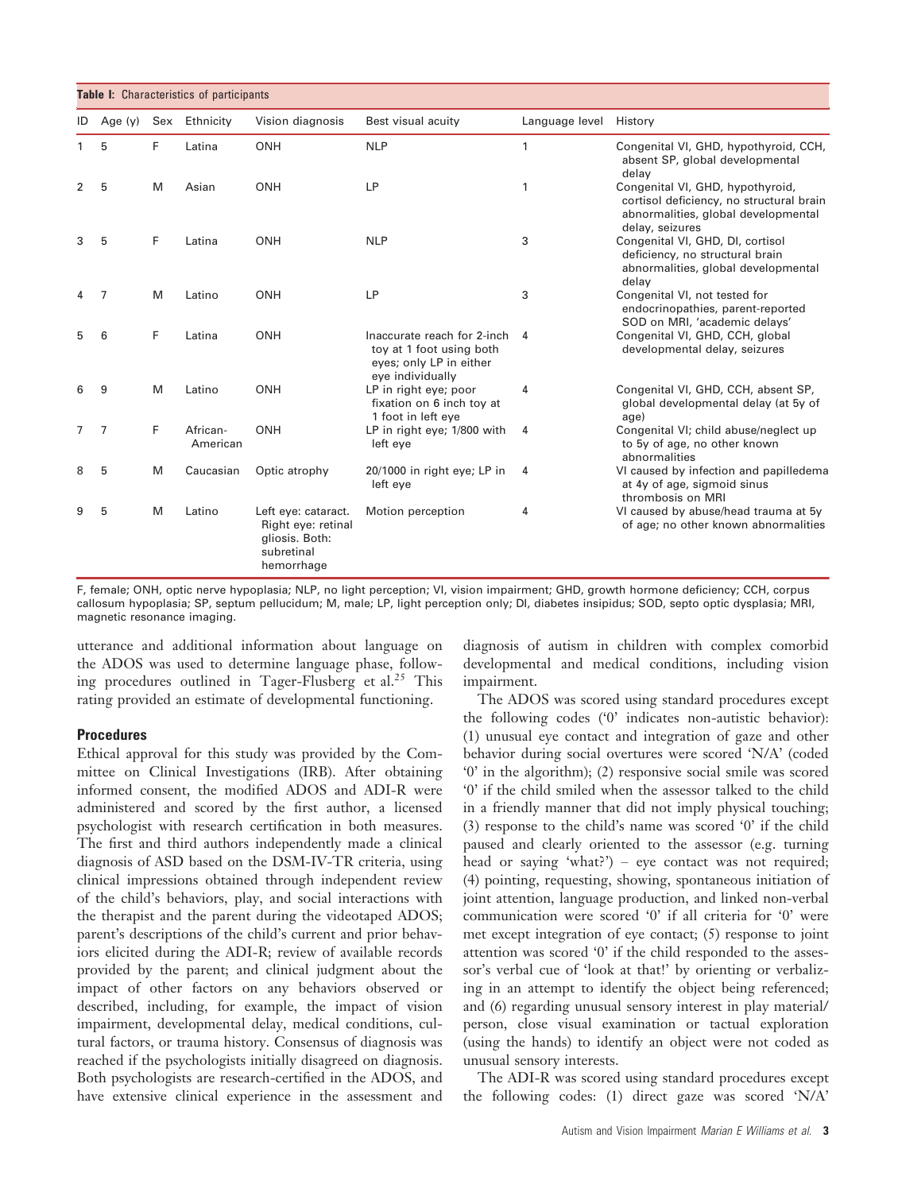**Table I:** Characteristics of participants

| ID | Age (y) | Sex | Ethnicity | Vision diagnosis | Best visual acuity | Language level | History |
|---|---|---|---|---|---|---|---|
| 1 | 5 | F | Latina | ONH | NLP | 1 | Congenital VI, GHD, hypothyroid, CCH, absent SP, global developmental delay |
| 2 | 5 | M | Asian | ONH | LP | 1 | Congenital VI, GHD, hypothyroid, cortisol deficiency, no structural brain abnormalities, global developmental delay, seizures |
| 3 | 5 | F | Latina | ONH | NLP | 3 | Congenital VI, GHD, DI, cortisol deficiency, no structural brain abnormalities, global developmental delay |
| 4 | 7 | M | Latino | ONH | LP | 3 | Congenital VI, not tested for endocrinopathies, parent-reported SOD on MRI, 'academic delays' |
| 5 | 6 | F | Latina | ONH | Inaccurate reach for 2-inch toy at 1 foot using both eyes; only LP in either eye individually | 4 | Congenital VI, GHD, CCH, global developmental delay, seizures |
| 6 | 9 | M | Latino | ONH | LP in right eye; poor fixation on 6 inch toy at 1 foot in left eye | 4 | Congenital VI, GHD, CCH, absent SP, global developmental delay (at 5y of age) |
| 7 | 7 | F | African-American | ONH | LP in right eye; 1/800 with left eye | 4 | Congenital VI; child abuse/neglect up to 5y of age, no other known abnormalities |
| 8 | 5 | M | Caucasian | Optic atrophy | 20/1000 in right eye; LP in left eye | 4 | VI caused by infection and papilledema at 4y of age, sigmoid sinus thrombosis on MRI |
| 9 | 5 | M | Latino | Left eye: cataract. Right eye: retinal gliosis. Both: subretinal hemorrhage | Motion perception | 4 | VI caused by abuse/head trauma at 5y of age; no other known abnormalities |

F, female; ONH, optic nerve hypoplasia; NLP, no light perception; VI, vision impairment; GHD, growth hormone deficiency; CCH, corpus callosum hypoplasia; SP, septum pellucidum; M, male; LP, light perception only; DI, diabetes insipidus; SOD, septo optic dysplasia; MRI, magnetic resonance imaging.

utterance and additional information about language on the ADOS was used to determine language phase, following procedures outlined in Tager-Flusberg et al.[25] This rating provided an estimate of developmental functioning.

### Procedures

Ethical approval for this study was provided by the Committee on Clinical Investigations (IRB). After obtaining informed consent, the modified ADOS and ADI-R were administered and scored by the first author, a licensed psychologist with research certification in both measures. The first and third authors independently made a clinical diagnosis of ASD based on the DSM-IV-TR criteria, using clinical impressions obtained through independent review of the child's behaviors, play, and social interactions with the therapist and the parent during the videotaped ADOS; parent's descriptions of the child's current and prior behaviors elicited during the ADI-R; review of available records provided by the parent; and clinical judgment about the impact of other factors on any behaviors observed or described, including, for example, the impact of vision impairment, developmental delay, medical conditions, cultural factors, or trauma history. Consensus of diagnosis was reached if the psychologists initially disagreed on diagnosis. Both psychologists are research-certified in the ADOS, and have extensive clinical experience in the assessment and diagnosis of autism in children with complex comorbid developmental and medical conditions, including vision impairment.

The ADOS was scored using standard procedures except the following codes ('0' indicates non-autistic behavior): (1) unusual eye contact and integration of gaze and other behavior during social overtures were scored 'N/A' (coded '0' in the algorithm); (2) responsive social smile was scored '0' if the child smiled when the assessor talked to the child in a friendly manner that did not imply physical touching; (3) response to the child's name was scored '0' if the child paused and clearly oriented to the assessor (e.g. turning head or saying 'what?') – eye contact was not required; (4) pointing, requesting, showing, spontaneous initiation of joint attention, language production, and linked non-verbal communication were scored '0' if all criteria for '0' were met except integration of eye contact; (5) response to joint attention was scored '0' if the child responded to the assessor's verbal cue of 'look at that!' by orienting or verbalizing in an attempt to identify the object being referenced; and (6) regarding unusual sensory interest in play material/person, close visual examination or tactual exploration (using the hands) to identify an object were not coded as unusual sensory interests.

The ADI-R was scored using standard procedures except the following codes: (1) direct gaze was scored 'N/A'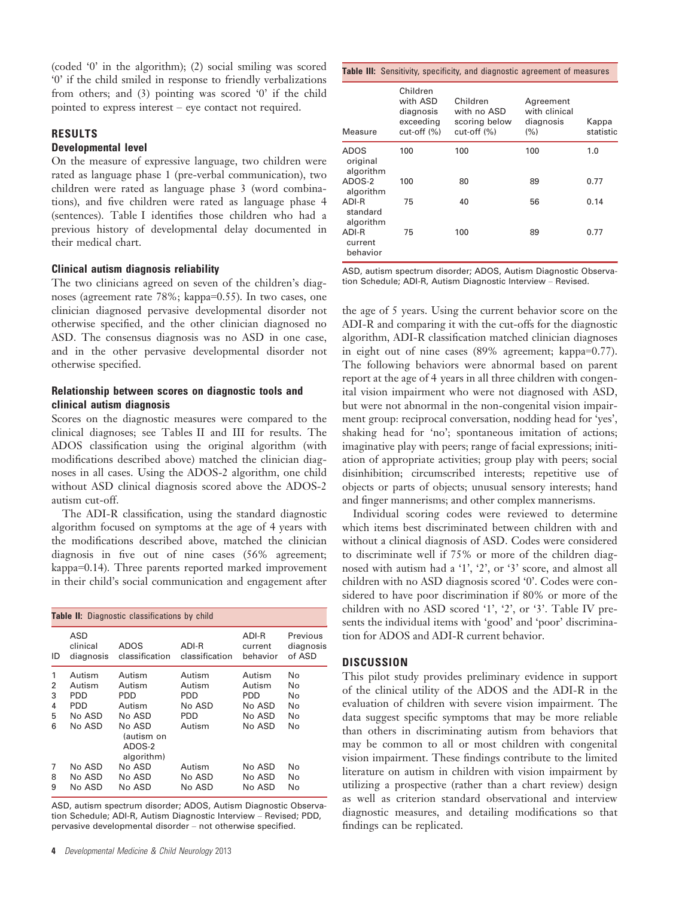(coded '0' in the algorithm); (2) social smiling was scored '0' if the child smiled in response to friendly verbalizations from others; and (3) pointing was scored '0' if the child pointed to express interest – eye contact not required.

## RESULTS

### Developmental level

On the measure of expressive language, two children were rated as language phase 1 (pre-verbal communication), two children were rated as language phase 3 (word combinations), and five children were rated as language phase 4 (sentences). Table I identifies those children who had a previous history of developmental delay documented in their medical chart.

### Clinical autism diagnosis reliability

The two clinicians agreed on seven of the children's diagnoses (agreement rate 78%; kappa=0.55). In two cases, one clinician diagnosed pervasive developmental disorder not otherwise specified, and the other clinician diagnosed no ASD. The consensus diagnosis was no ASD in one case, and in the other pervasive developmental disorder not otherwise specified.

### Relationship between scores on diagnostic tools and clinical autism diagnosis

Scores on the diagnostic measures were compared to the clinical diagnoses; see Tables II and III for results. The ADOS classification using the original algorithm (with modifications described above) matched the clinician diagnoses in all cases. Using the ADOS-2 algorithm, one child without ASD clinical diagnosis scored above the ADOS-2 autism cut-off.

The ADI-R classification, using the standard diagnostic algorithm focused on symptoms at the age of 4 years with the modifications described above, matched the clinician diagnosis in five out of nine cases (56% agreement; kappa=0.14). Three parents reported marked improvement in their child's social communication and engagement after the age of 5 years. Using the current behavior score on the ADI-R and comparing it with the cut-offs for the diagnostic algorithm, ADI-R classification matched clinician diagnoses in eight out of nine cases (89% agreement; kappa=0.77). The following behaviors were abnormal based on parent report at the age of 4 years in all three children with congenital vision impairment who were not diagnosed with ASD, but were not abnormal in the non-congenital vision impairment group: reciprocal conversation, nodding head for 'yes', shaking head for 'no'; spontaneous imitation of actions; imaginative play with peers; range of facial expressions; initiation of appropriate activities; group play with peers; social disinhibition; circumscribed interests; repetitive use of objects or parts of objects; unusual sensory interests; hand and finger mannerisms; and other complex mannerisms.

**Table II:** Diagnostic classifications by child

| ID | ASD clinical diagnosis | ADOS classification | ADI-R classification | ADI-R current behavior | Previous diagnosis of ASD |
|---|---|---|---|---|---|
| 1 | Autism | Autism | Autism | Autism | No |
| 2 | Autism | Autism | Autism | Autism | No |
| 3 | PDD | PDD | PDD | PDD | No |
| 4 | PDD | Autism | No ASD | No ASD | No |
| 5 | No ASD | No ASD | PDD | No ASD | No |
| 6 | No ASD | No ASD (autism on ADOS-2 algorithm) | Autism | No ASD | No |
| 7 | No ASD | No ASD | Autism | No ASD | No |
| 8 | No ASD | No ASD | No ASD | No ASD | No |
| 9 | No ASD | No ASD | No ASD | No ASD | No |

ASD, autism spectrum disorder; ADOS, Autism Diagnostic Observation Schedule; ADI-R, Autism Diagnostic Interview – Revised; PDD, pervasive developmental disorder – not otherwise specified.

**Table III:** Sensitivity, specificity, and diagnostic agreement of measures

| Measure | Children with ASD diagnosis exceeding cut-off (%) | Children with no ASD scoring below cut-off (%) | Agreement with clinical diagnosis (%) | Kappa statistic |
|---|---|---|---|---|
| ADOS original algorithm | 100 | 100 | 100 | 1.0 |
| ADOS-2 algorithm | 100 | 80 | 89 | 0.77 |
| ADI-R standard algorithm | 75 | 40 | 56 | 0.14 |
| ADI-R current behavior | 75 | 100 | 89 | 0.77 |

ASD, autism spectrum disorder; ADOS, Autism Diagnostic Observation Schedule; ADI-R, Autism Diagnostic Interview – Revised.

Individual scoring codes were reviewed to determine which items best discriminated between children with and without a clinical diagnosis of ASD. Codes were considered to discriminate well if 75% or more of the children diagnosed with autism had a '1', '2', or '3' score, and almost all children with no ASD diagnosis scored '0'. Codes were considered to have poor discrimination if 80% or more of the children with no ASD scored '1', '2', or '3'. Table IV presents the individual items with 'good' and 'poor' discrimination for ADOS and ADI-R current behavior.

## DISCUSSION

This pilot study provides preliminary evidence in support of the clinical utility of the ADOS and the ADI-R in the evaluation of children with severe vision impairment. The data suggest specific symptoms that may be more reliable than others in discriminating autism from behaviors that may be common to all or most children with congenital vision impairment. These findings contribute to the limited literature on autism in children with vision impairment by utilizing a prospective (rather than a chart review) design as well as criterion standard observational and interview diagnostic measures, and detailing modifications so that findings can be replicated.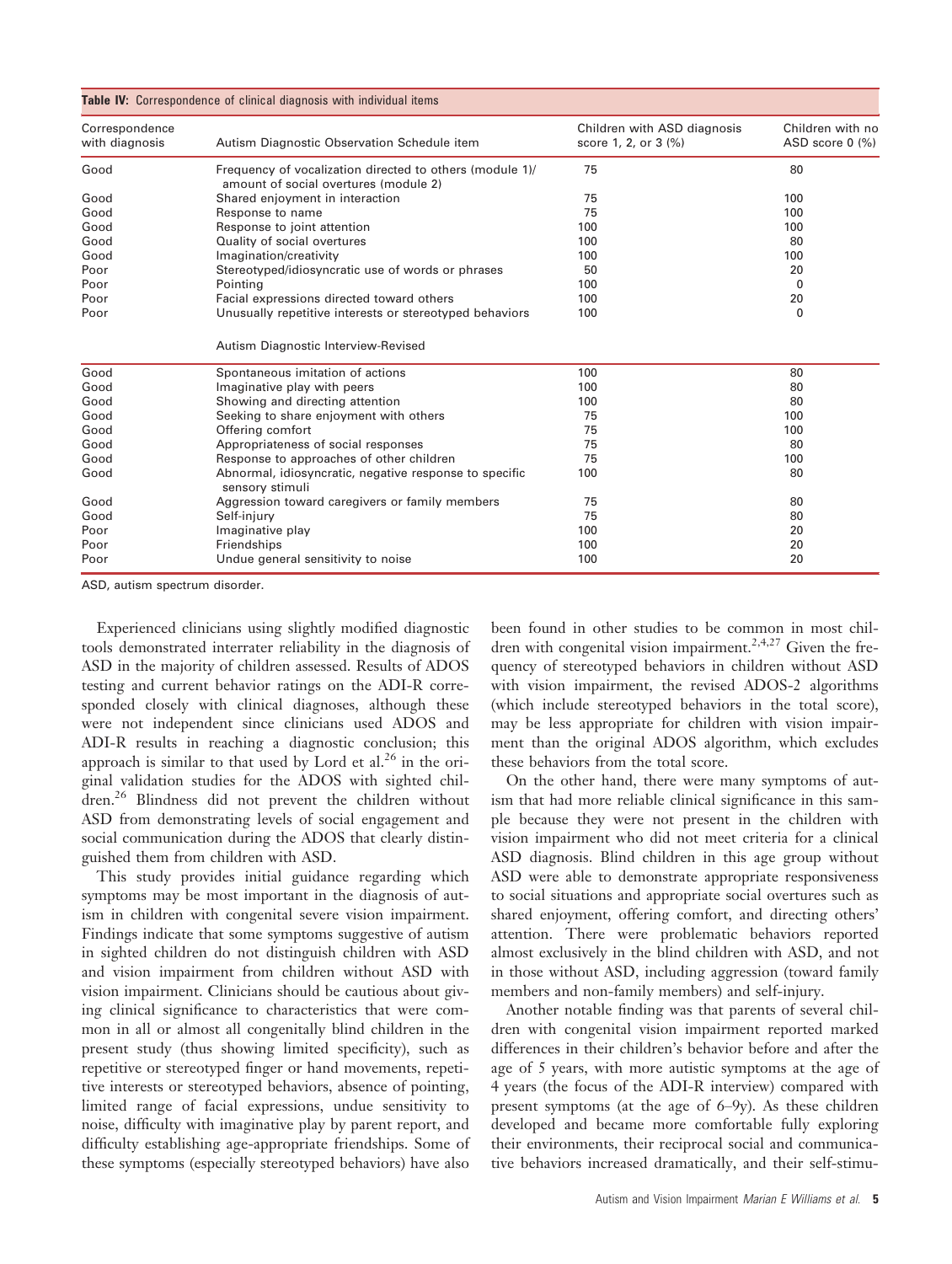**Table IV:** Correspondence of clinical diagnosis with individual items

| Correspondence with diagnosis | Autism Diagnostic Observation Schedule item | Children with ASD diagnosis score 1, 2, or 3 (%) | Children with no ASD score 0 (%) |
|---|---|---|---|
| Good | Frequency of vocalization directed to others (module 1)/ amount of social overtures (module 2) | 75 | 80 |
| Good | Shared enjoyment in interaction | 75 | 100 |
| Good | Response to name | 75 | 100 |
| Good | Response to joint attention | 100 | 100 |
| Good | Quality of social overtures | 100 | 80 |
| Good | Imagination/creativity | 100 | 100 |
| Poor | Stereotyped/idiosyncratic use of words or phrases | 50 | 20 |
| Poor | Pointing | 100 | 0 |
| Poor | Facial expressions directed toward others | 100 | 20 |
| Poor | Unusually repetitive interests or stereotyped behaviors | 100 | 0 |
| | **Autism Diagnostic Interview-Revised** | | |
| Good | Spontaneous imitation of actions | 100 | 80 |
| Good | Imaginative play with peers | 100 | 80 |
| Good | Showing and directing attention | 100 | 80 |
| Good | Seeking to share enjoyment with others | 75 | 100 |
| Good | Offering comfort | 75 | 100 |
| Good | Appropriateness of social responses | 75 | 80 |
| Good | Response to approaches of other children | 75 | 100 |
| Good | Abnormal, idiosyncratic, negative response to specific sensory stimuli | 100 | 80 |
| Good | Aggression toward caregivers or family members | 75 | 80 |
| Good | Self-injury | 75 | 80 |
| Poor | Imaginative play | 100 | 20 |
| Poor | Friendships | 100 | 20 |
| Poor | Undue general sensitivity to noise | 100 | 20 |

ASD, autism spectrum disorder.

Experienced clinicians using slightly modified diagnostic tools demonstrated interrater reliability in the diagnosis of ASD in the majority of children assessed. Results of ADOS testing and current behavior ratings on the ADI-R corresponded closely with clinical diagnoses, although these were not independent since clinicians used ADOS and ADI-R results in reaching a diagnostic conclusion; this approach is similar to that used by Lord et al.[26] in the original validation studies for the ADOS with sighted children.[26] Blindness did not prevent the children without ASD from demonstrating levels of social engagement and social communication during the ADOS that clearly distinguished them from children with ASD.

This study provides initial guidance regarding which symptoms may be most important in the diagnosis of autism in children with congenital severe vision impairment. Findings indicate that some symptoms suggestive of autism in sighted children do not distinguish children with ASD and vision impairment from children without ASD with vision impairment. Clinicians should be cautious about giving clinical significance to characteristics that were common in all or almost all congenitally blind children in the present study (thus showing limited specificity), such as repetitive or stereotyped finger or hand movements, repetitive interests or stereotyped behaviors, absence of pointing, limited range of facial expressions, undue sensitivity to noise, difficulty with imaginative play by parent report, and difficulty establishing age-appropriate friendships. Some of these symptoms (especially stereotyped behaviors) have also been found in other studies to be common in most children with congenital vision impairment.[2,4,27] Given the frequency of stereotyped behaviors in children without ASD with vision impairment, the revised ADOS-2 algorithms (which include stereotyped behaviors in the total score), may be less appropriate for children with vision impairment than the original ADOS algorithm, which excludes these behaviors from the total score.

On the other hand, there were many symptoms of autism that had more reliable clinical significance in this sample because they were not present in the children with vision impairment who did not meet criteria for a clinical ASD diagnosis. Blind children in this age group without ASD were able to demonstrate appropriate responsiveness to social situations and appropriate social overtures such as shared enjoyment, offering comfort, and directing others' attention. There were problematic behaviors reported almost exclusively in the blind children with ASD, and not in those without ASD, including aggression (toward family members and non-family members) and self-injury.

Another notable finding was that parents of several children with congenital vision impairment reported marked differences in their children's behavior before and after the age of 5 years, with more autistic symptoms at the age of 4 years (the focus of the ADI-R interview) compared with present symptoms (at the age of 6–9y). As these children developed and became more comfortable fully exploring their environments, their reciprocal social and communicative behaviors increased dramatically, and their self-stimu-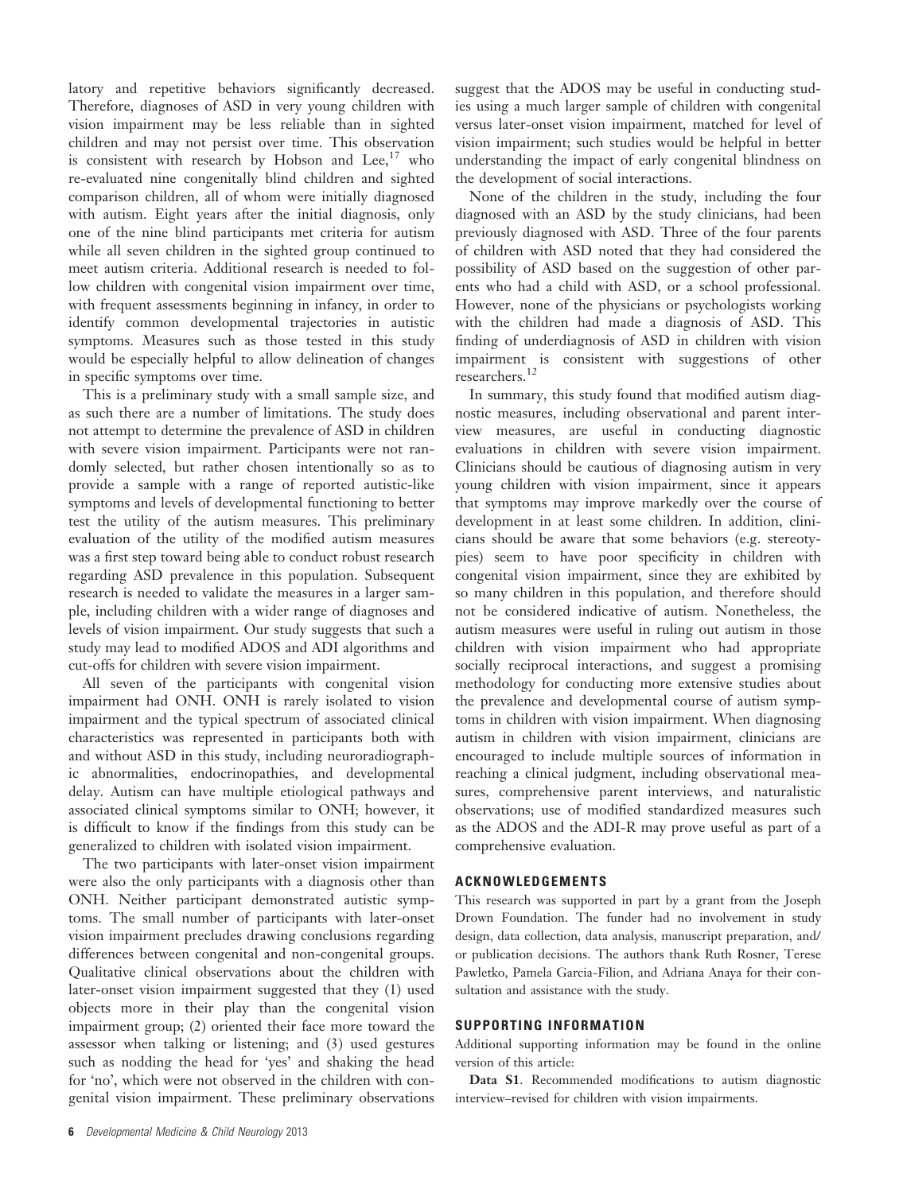latory and repetitive behaviors significantly decreased. Therefore, diagnoses of ASD in very young children with vision impairment may be less reliable than in sighted children and may not persist over time. This observation is consistent with research by Hobson and Lee,[17] who re-evaluated nine congenitally blind children and sighted comparison children, all of whom were initially diagnosed with autism. Eight years after the initial diagnosis, only one of the nine blind participants met criteria for autism while all seven children in the sighted group continued to meet autism criteria. Additional research is needed to follow children with congenital vision impairment over time, with frequent assessments beginning in infancy, in order to identify common developmental trajectories in autistic symptoms. Measures such as those tested in this study would be especially helpful to allow delineation of changes in specific symptoms over time.

This is a preliminary study with a small sample size, and as such there are a number of limitations. The study does not attempt to determine the prevalence of ASD in children with severe vision impairment. Participants were not randomly selected, but rather chosen intentionally so as to provide a sample with a range of reported autistic-like symptoms and levels of developmental functioning to better test the utility of the autism measures. This preliminary evaluation of the utility of the modified autism measures was a first step toward being able to conduct robust research regarding ASD prevalence in this population. Subsequent research is needed to validate the measures in a larger sample, including children with a wider range of diagnoses and levels of vision impairment. Our study suggests that such a study may lead to modified ADOS and ADI algorithms and cut-offs for children with severe vision impairment.

All seven of the participants with congenital vision impairment had ONH. ONH is rarely isolated to vision impairment and the typical spectrum of associated clinical characteristics was represented in participants both with and without ASD in this study, including neuroradiographic abnormalities, endocrinopathies, and developmental delay. Autism can have multiple etiological pathways and associated clinical symptoms similar to ONH; however, it is difficult to know if the findings from this study can be generalized to children with isolated vision impairment.

The two participants with later-onset vision impairment were also the only participants with a diagnosis other than ONH. Neither participant demonstrated autistic symptoms. The small number of participants with later-onset vision impairment precludes drawing conclusions regarding differences between congenital and non-congenital groups. Qualitative clinical observations about the children with later-onset vision impairment suggested that they (1) used objects more in their play than the congenital vision impairment group; (2) oriented their face more toward the assessor when talking or listening; and (3) used gestures such as nodding the head for 'yes' and shaking the head for 'no', which were not observed in the children with congenital vision impairment. These preliminary observations suggest that the ADOS may be useful in conducting studies using a much larger sample of children with congenital versus later-onset vision impairment, matched for level of vision impairment; such studies would be helpful in better understanding the impact of early congenital blindness on the development of social interactions.

None of the children in the study, including the four diagnosed with an ASD by the study clinicians, had been previously diagnosed with ASD. Three of the four parents of children with ASD noted that they had considered the possibility of ASD based on the suggestion of other parents who had a child with ASD, or a school professional. However, none of the physicians or psychologists working with the children had made a diagnosis of ASD. This finding of underdiagnosis of ASD in children with vision impairment is consistent with suggestions of other researchers.[12]

In summary, this study found that modified autism diagnostic measures, including observational and parent interview measures, are useful in conducting diagnostic evaluations in children with severe vision impairment. Clinicians should be cautious of diagnosing autism in very young children with vision impairment, since it appears that symptoms may improve markedly over the course of development in at least some children. In addition, clinicians should be aware that some behaviors (e.g. stereotypies) seem to have poor specificity in children with congenital vision impairment, since they are exhibited by so many children in this population, and therefore should not be considered indicative of autism. Nonetheless, the autism measures were useful in ruling out autism in those children with vision impairment who had appropriate socially reciprocal interactions, and suggest a promising methodology for conducting more extensive studies about the prevalence and developmental course of autism symptoms in children with vision impairment. When diagnosing autism in children with vision impairment, clinicians are encouraged to include multiple sources of information in reaching a clinical judgment, including observational measures, comprehensive parent interviews, and naturalistic observations; use of modified standardized measures such as the ADOS and the ADI-R may prove useful as part of a comprehensive evaluation.

## ACKNOWLEDGEMENTS

This research was supported in part by a grant from the Joseph Drown Foundation. The funder had no involvement in study design, data collection, data analysis, manuscript preparation, and/or publication decisions. The authors thank Ruth Rosner, Terese Pawletko, Pamela Garcia-Filion, and Adriana Anaya for their consultation and assistance with the study.

## SUPPORTING INFORMATION

Additional supporting information may be found in the online version of this article:

**Data S1**. Recommended modifications to autism diagnostic interview–revised for children with vision impairments.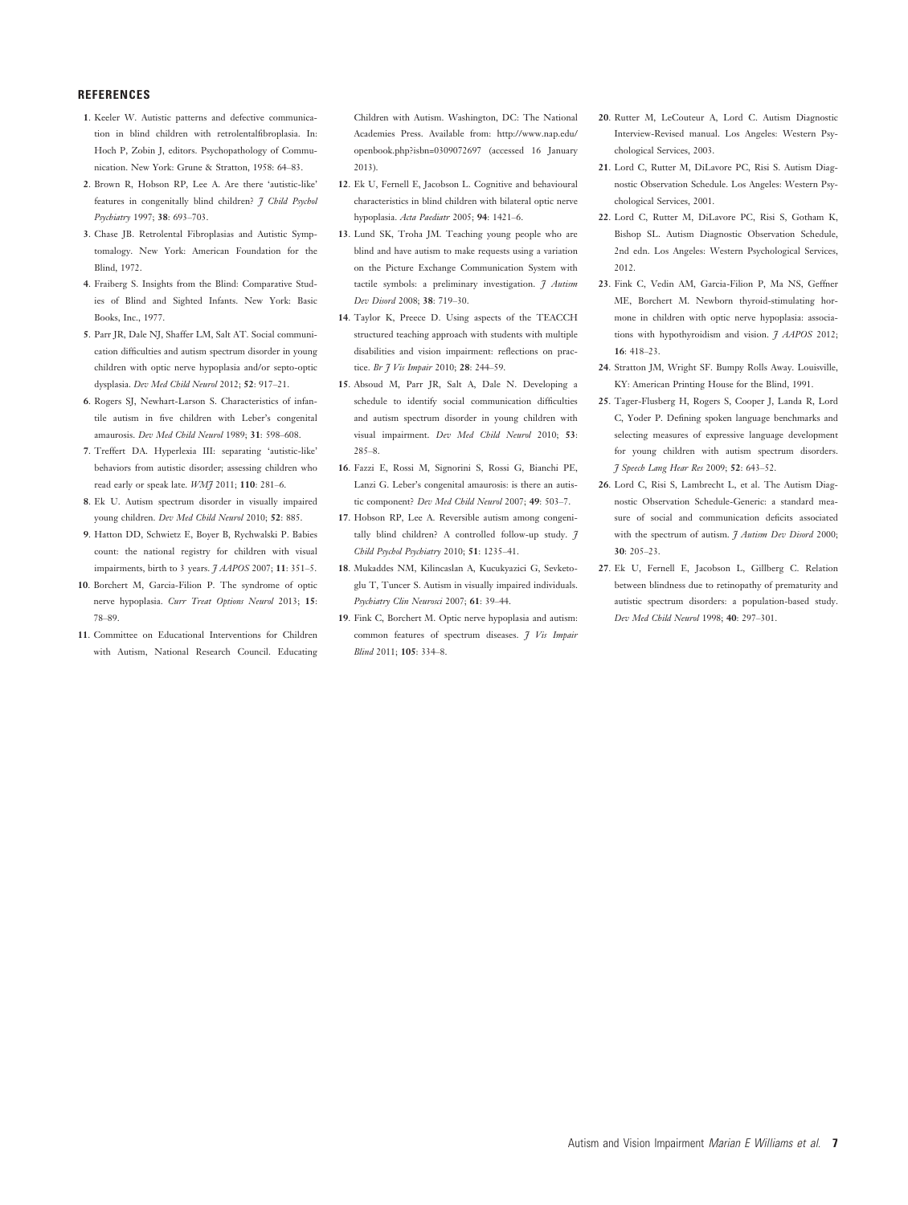## REFERENCES

1. Keeler W. Autistic patterns and defective communication in blind children with retrolentalfibroplasia. In: Hoch P, Zobin J, editors. Psychopathology of Communication. New York: Grune & Stratton, 1958: 64–83.
2. Brown R, Hobson RP, Lee A. Are there 'autistic-like' features in congenitally blind children? *J Child Psychol Psychiatry* 1997; **38**: 693–703.
3. Chase JB. Retrolental Fibroplasias and Autistic Symptomatology. New York: American Foundation for the Blind, 1972.
4. Fraiberg S. Insights from the Blind: Comparative Studies of Blind and Sighted Infants. New York: Basic Books, Inc., 1977.
5. Parr JR, Dale NJ, Shaffer LM, Salt AT. Social communication difficulties and autism spectrum disorder in young children with optic nerve hypoplasia and/or septo-optic dysplasia. *Dev Med Child Neurol* 2012; **52**: 917–21.
6. Rogers SJ, Newhart-Larson S. Characteristics of infantile autism in five children with Leber's congenital amaurosis. *Dev Med Child Neurol* 1989; **31**: 598–608.
7. Treffert DA. Hyperlexia III: separating 'autistic-like' behaviors from autistic disorder; assessing children who read early or speak late. *WMJ* 2011; **110**: 281–6.
8. Ek U. Autism spectrum disorder in visually impaired young children. *Dev Med Child Neurol* 2010; **52**: 885.
9. Hatton DD, Schwietz E, Boyer B, Rychwalski P. Babies count: the national registry for children with visual impairments, birth to 3 years. *J AAPOS* 2007; **11**: 351–5.
10. Borchert M, Garcia-Filion P. The syndrome of optic nerve hypoplasia. *Curr Treat Options Neurol* 2013; **15**: 78–89.
11. Committee on Educational Interventions for Children with Autism, National Research Council. Educating Children with Autism. Washington, DC: The National Academies Press. Available from: http://www.nap.edu/openbook.php?isbn=0309072697 (accessed 16 January 2013).
12. Ek U, Fernell E, Jacobson L. Cognitive and behavioural characteristics in blind children with bilateral optic nerve hypoplasia. *Acta Paediatr* 2005; **94**: 1421–6.
13. Lund SK, Troha JM. Teaching young people who are blind and have autism to make requests using a variation on the Picture Exchange Communication System with tactile symbols: a preliminary investigation. *J Autism Dev Disord* 2008; **38**: 719–30.
14. Taylor K, Preece D. Using aspects of the TEACCH structured teaching approach with students with multiple disabilities and vision impairment: reflections on practice. *Br J Vis Impair* 2010; **28**: 244–59.
15. Absoud M, Parr JR, Salt A, Dale N. Developing a schedule to identify social communication difficulties and autism spectrum disorder in young children with visual impairment. *Dev Med Child Neurol* 2010; **53**: 285–8.
16. Fazzi E, Rossi M, Signorini S, Rossi G, Bianchi PE, Lanzi G. Leber's congenital amaurosis: is there an autistic component? *Dev Med Child Neurol* 2007; **49**: 503–7.
17. Hobson RP, Lee A. Reversible autism among congenitally blind children? A controlled follow-up study. *J Child Psychol Psychiatry* 2010; **51**: 1235–41.
18. Mukaddes NM, Kilincaslan A, Kucukyazici G, Sevketoglu T, Tuncer S. Autism in visually impaired individuals. *Psychiatry Clin Neurosci* 2007; **61**: 39–44.
19. Fink C, Borchert M. Optic nerve hypoplasia and autism: common features of spectrum diseases. *J Vis Impair Blind* 2011; **105**: 334–8.
20. Rutter M, LeCouteur A, Lord C. Autism Diagnostic Interview-Revised manual. Los Angeles: Western Psychological Services, 2003.
21. Lord C, Rutter M, DiLavore PC, Risi S. Autism Diagnostic Observation Schedule. Los Angeles: Western Psychological Services, 2001.
22. Lord C, Rutter M, DiLavore PC, Risi S, Gotham K, Bishop SL. Autism Diagnostic Observation Schedule, 2nd edn. Los Angeles: Western Psychological Services, 2012.
23. Fink C, Vedin AM, Garcia-Filion P, Ma NS, Geffner ME, Borchert M. Newborn thyroid-stimulating hormone in children with optic nerve hypoplasia: associations with hypothyroidism and vision. *J AAPOS* 2012; **16**: 418–23.
24. Stratton JM, Wright SF. Bumpy Rolls Away. Louisville, KY: American Printing House for the Blind, 1991.
25. Tager-Flusberg H, Rogers S, Cooper J, Landa R, Lord C, Yoder P. Defining spoken language benchmarks and selecting measures of expressive language development for young children with autism spectrum disorders. *J Speech Lang Hear Res* 2009; **52**: 643–52.
26. Lord C, Risi S, Lambrecht L, et al. The Autism Diagnostic Observation Schedule-Generic: a standard measure of social and communication deficits associated with the spectrum of autism. *J Autism Dev Disord* 2000; **30**: 205–23.
27. Ek U, Fernell E, Jacobson L, Gillberg C. Relation between blindness due to retinopathy of prematurity and autistic spectrum disorders: a population-based study. *Dev Med Child Neurol* 1998; **40**: 297–301.